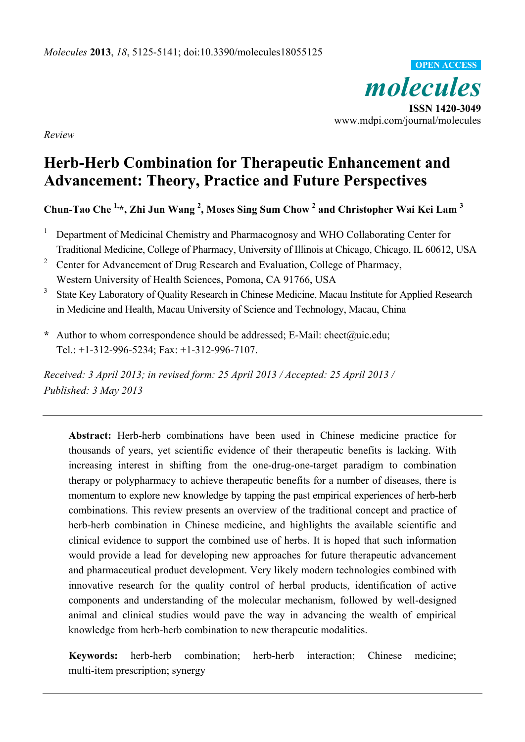*Review*

# Herb-Herb Combination for Therapeutic Enhancement and Advancement: Theory, Practice and Future Perspectives

**Chun-Tao Che [1,*], Zhi Jun Wang [2], Moses Sing Sum Chow [2] and Christopher Wai Kei Lam [3]**

[1] Department of Medicinal Chemistry and Pharmacognosy and WHO Collaborating Center for Traditional Medicine, College of Pharmacy, University of Illinois at Chicago, Chicago, IL 60612, USA

[2] Center for Advancement of Drug Research and Evaluation, College of Pharmacy, Western University of Health Sciences, Pomona, CA 91766, USA

[3] State Key Laboratory of Quality Research in Chinese Medicine, Macau Institute for Applied Research in Medicine and Health, Macau University of Science and Technology, Macau, China

**\*** Author to whom correspondence should be addressed; E-Mail: chect@uic.edu; Tel.: +1-312-996-5234; Fax: +1-312-996-7107.

*Received: 3 April 2013; in revised form: 25 April 2013 / Accepted: 25 April 2013 / Published: 3 May 2013*

---

**Abstract:** Herb-herb combinations have been used in Chinese medicine practice for thousands of years, yet scientific evidence of their therapeutic benefits is lacking. With increasing interest in shifting from the one-drug-one-target paradigm to combination therapy or polypharmacy to achieve therapeutic benefits for a number of diseases, there is momentum to explore new knowledge by tapping the past empirical experiences of herb-herb combinations. This review presents an overview of the traditional concept and practice of herb-herb combination in Chinese medicine, and highlights the available scientific and clinical evidence to support the combined use of herbs. It is hoped that such information would provide a lead for developing new approaches for future therapeutic advancement and pharmaceutical product development. Very likely modern technologies combined with innovative research for the quality control of herbal products, identification of active components and understanding of the molecular mechanism, followed by well-designed animal and clinical studies would pave the way in advancing the wealth of empirical knowledge from herb-herb combination to new therapeutic modalities.

**Keywords:** herb-herb combination; herb-herb interaction; Chinese medicine; multi-item prescription; synergy

---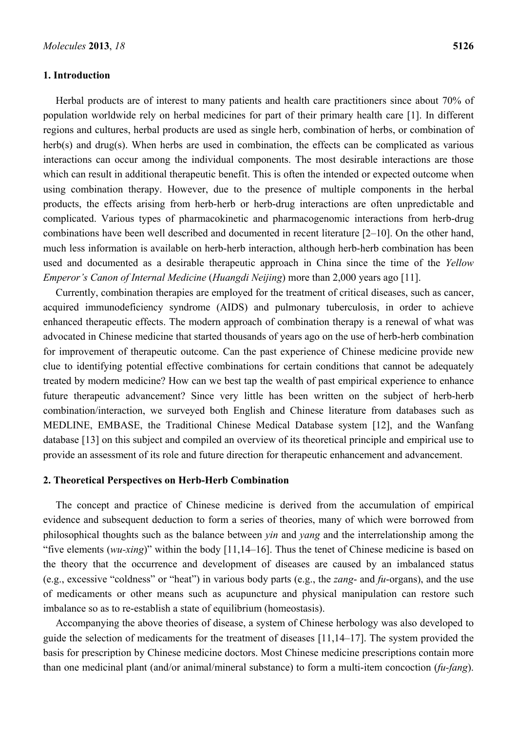## 1. Introduction

Herbal products are of interest to many patients and health care practitioners since about 70% of population worldwide rely on herbal medicines for part of their primary health care [1]. In different regions and cultures, herbal products are used as single herb, combination of herbs, or combination of herb(s) and drug(s). When herbs are used in combination, the effects can be complicated as various interactions can occur among the individual components. The most desirable interactions are those which can result in additional therapeutic benefit. This is often the intended or expected outcome when using combination therapy. However, due to the presence of multiple components in the herbal products, the effects arising from herb-herb or herb-drug interactions are often unpredictable and complicated. Various types of pharmacokinetic and pharmacogenomic interactions from herb-drug combinations have been well described and documented in recent literature [2–10]. On the other hand, much less information is available on herb-herb interaction, although herb-herb combination has been used and documented as a desirable therapeutic approach in China since the time of the *Yellow Emperor's Canon of Internal Medicine* (*Huangdi Neijing*) more than 2,000 years ago [11].

Currently, combination therapies are employed for the treatment of critical diseases, such as cancer, acquired immunodeficiency syndrome (AIDS) and pulmonary tuberculosis, in order to achieve enhanced therapeutic effects. The modern approach of combination therapy is a renewal of what was advocated in Chinese medicine that started thousands of years ago on the use of herb-herb combination for improvement of therapeutic outcome. Can the past experience of Chinese medicine provide new clue to identifying potential effective combinations for certain conditions that cannot be adequately treated by modern medicine? How can we best tap the wealth of past empirical experience to enhance future therapeutic advancement? Since very little has been written on the subject of herb-herb combination/interaction, we surveyed both English and Chinese literature from databases such as MEDLINE, EMBASE, the Traditional Chinese Medical Database system [12], and the Wanfang database [13] on this subject and compiled an overview of its theoretical principle and empirical use to provide an assessment of its role and future direction for therapeutic enhancement and advancement.

## 2. Theoretical Perspectives on Herb-Herb Combination

The concept and practice of Chinese medicine is derived from the accumulation of empirical evidence and subsequent deduction to form a series of theories, many of which were borrowed from philosophical thoughts such as the balance between *yin* and *yang* and the interrelationship among the "five elements (*wu-xing*)" within the body [11,14–16]. Thus the tenet of Chinese medicine is based on the theory that the occurrence and development of diseases are caused by an imbalanced status (e.g., excessive "coldness" or "heat") in various body parts (e.g., the *zang*- and *fu*-organs), and the use of medicaments or other means such as acupuncture and physical manipulation can restore such imbalance so as to re-establish a state of equilibrium (homeostasis).

Accompanying the above theories of disease, a system of Chinese herbology was also developed to guide the selection of medicaments for the treatment of diseases [11,14–17]. The system provided the basis for prescription by Chinese medicine doctors. Most Chinese medicine prescriptions contain more than one medicinal plant (and/or animal/mineral substance) to form a multi-item concoction (*fu-fang*).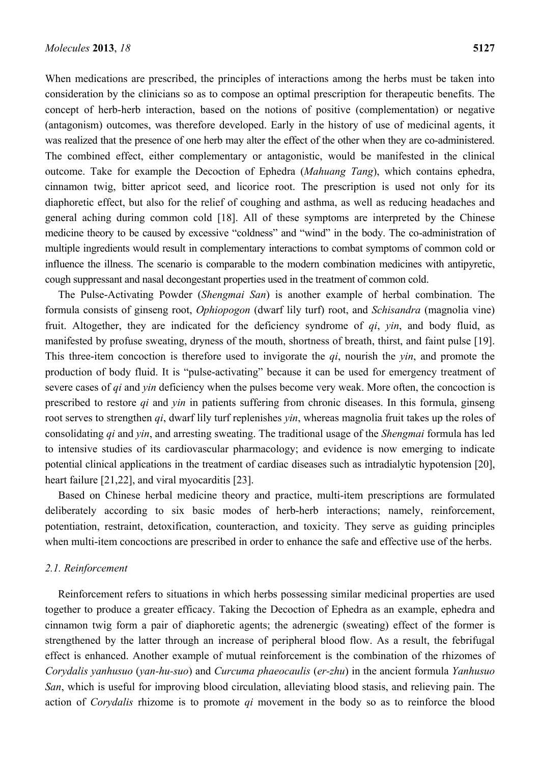When medications are prescribed, the principles of interactions among the herbs must be taken into consideration by the clinicians so as to compose an optimal prescription for therapeutic benefits. The concept of herb-herb interaction, based on the notions of positive (complementation) or negative (antagonism) outcomes, was therefore developed. Early in the history of use of medicinal agents, it was realized that the presence of one herb may alter the effect of the other when they are co-administered. The combined effect, either complementary or antagonistic, would be manifested in the clinical outcome. Take for example the Decoction of Ephedra (*Mahuang Tang*), which contains ephedra, cinnamon twig, bitter apricot seed, and licorice root. The prescription is used not only for its diaphoretic effect, but also for the relief of coughing and asthma, as well as reducing headaches and general aching during common cold [18]. All of these symptoms are interpreted by the Chinese medicine theory to be caused by excessive "coldness" and "wind" in the body. The co-administration of multiple ingredients would result in complementary interactions to combat symptoms of common cold or influence the illness. The scenario is comparable to the modern combination medicines with antipyretic, cough suppressant and nasal decongestant properties used in the treatment of common cold.

The Pulse-Activating Powder (*Shengmai San*) is another example of herbal combination. The formula consists of ginseng root, *Ophiopogon* (dwarf lily turf) root, and *Schisandra* (magnolia vine) fruit. Altogether, they are indicated for the deficiency syndrome of *qi*, *yin*, and body fluid, as manifested by profuse sweating, dryness of the mouth, shortness of breath, thirst, and faint pulse [19]. This three-item concoction is therefore used to invigorate the *qi*, nourish the *yin*, and promote the production of body fluid. It is "pulse-activating" because it can be used for emergency treatment of severe cases of *qi* and *yin* deficiency when the pulses become very weak. More often, the concoction is prescribed to restore *qi* and *yin* in patients suffering from chronic diseases. In this formula, ginseng root serves to strengthen *qi*, dwarf lily turf replenishes *yin*, whereas magnolia fruit takes up the roles of consolidating *qi* and *yin*, and arresting sweating. The traditional usage of the *Shengmai* formula has led to intensive studies of its cardiovascular pharmacology; and evidence is now emerging to indicate potential clinical applications in the treatment of cardiac diseases such as intradialytic hypotension [20], heart failure [21,22], and viral myocarditis [23].

Based on Chinese herbal medicine theory and practice, multi-item prescriptions are formulated deliberately according to six basic modes of herb-herb interactions; namely, reinforcement, potentiation, restraint, detoxification, counteraction, and toxicity. They serve as guiding principles when multi-item concoctions are prescribed in order to enhance the safe and effective use of the herbs.

### *2.1. Reinforcement*

Reinforcement refers to situations in which herbs possessing similar medicinal properties are used together to produce a greater efficacy. Taking the Decoction of Ephedra as an example, ephedra and cinnamon twig form a pair of diaphoretic agents; the adrenergic (sweating) effect of the former is strengthened by the latter through an increase of peripheral blood flow. As a result, the febrifugal effect is enhanced. Another example of mutual reinforcement is the combination of the rhizomes of *Corydalis yanhusuo* (*yan-hu-suo*) and *Curcuma phaeocaulis* (*er-zhu*) in the ancient formula *Yanhusuo San*, which is useful for improving blood circulation, alleviating blood stasis, and relieving pain. The action of *Corydalis* rhizome is to promote *qi* movement in the body so as to reinforce the blood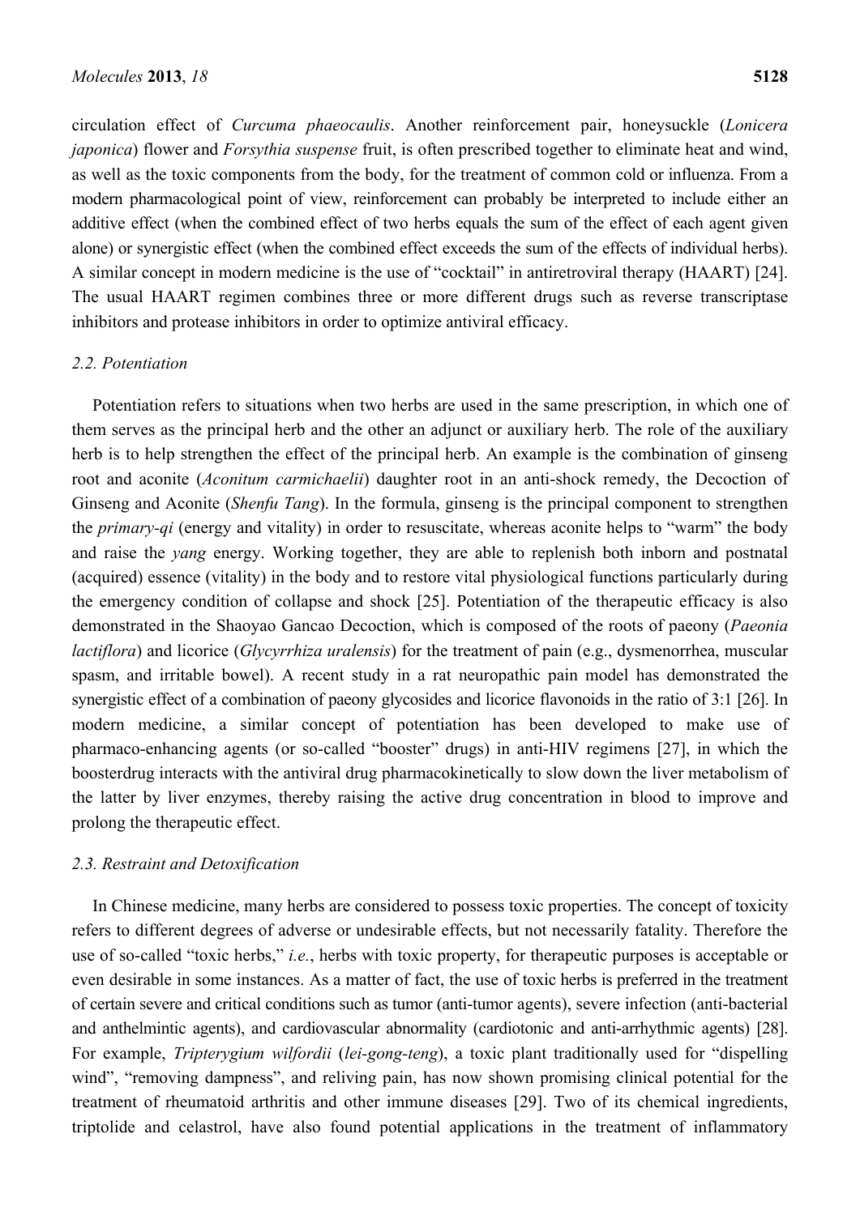circulation effect of *Curcuma phaeocaulis*. Another reinforcement pair, honeysuckle (*Lonicera japonica*) flower and *Forsythia suspense* fruit, is often prescribed together to eliminate heat and wind, as well as the toxic components from the body, for the treatment of common cold or influenza. From a modern pharmacological point of view, reinforcement can probably be interpreted to include either an additive effect (when the combined effect of two herbs equals the sum of the effect of each agent given alone) or synergistic effect (when the combined effect exceeds the sum of the effects of individual herbs). A similar concept in modern medicine is the use of "cocktail" in antiretroviral therapy (HAART) [24]. The usual HAART regimen combines three or more different drugs such as reverse transcriptase inhibitors and protease inhibitors in order to optimize antiviral efficacy.

### *2.2. Potentiation*

Potentiation refers to situations when two herbs are used in the same prescription, in which one of them serves as the principal herb and the other an adjunct or auxiliary herb. The role of the auxiliary herb is to help strengthen the effect of the principal herb. An example is the combination of ginseng root and aconite (*Aconitum carmichaelii*) daughter root in an anti-shock remedy, the Decoction of Ginseng and Aconite (*Shenfu Tang*). In the formula, ginseng is the principal component to strengthen the *primary-qi* (energy and vitality) in order to resuscitate, whereas aconite helps to "warm" the body and raise the *yang* energy. Working together, they are able to replenish both inborn and postnatal (acquired) essence (vitality) in the body and to restore vital physiological functions particularly during the emergency condition of collapse and shock [25]. Potentiation of the therapeutic efficacy is also demonstrated in the Shaoyao Gancao Decoction, which is composed of the roots of paeony (*Paeonia lactiflora*) and licorice (*Glycyrrhiza uralensis*) for the treatment of pain (e.g., dysmenorrhea, muscular spasm, and irritable bowel). A recent study in a rat neuropathic pain model has demonstrated the synergistic effect of a combination of paeony glycosides and licorice flavonoids in the ratio of 3:1 [26]. In modern medicine, a similar concept of potentiation has been developed to make use of pharmaco-enhancing agents (or so-called "booster" drugs) in anti-HIV regimens [27], in which the boosterdrug interacts with the antiviral drug pharmacokinetically to slow down the liver metabolism of the latter by liver enzymes, thereby raising the active drug concentration in blood to improve and prolong the therapeutic effect.

### *2.3. Restraint and Detoxification*

In Chinese medicine, many herbs are considered to possess toxic properties. The concept of toxicity refers to different degrees of adverse or undesirable effects, but not necessarily fatality. Therefore the use of so-called "toxic herbs," *i.e.*, herbs with toxic property, for therapeutic purposes is acceptable or even desirable in some instances. As a matter of fact, the use of toxic herbs is preferred in the treatment of certain severe and critical conditions such as tumor (anti-tumor agents), severe infection (anti-bacterial and anthelmintic agents), and cardiovascular abnormality (cardiotonic and anti-arrhythmic agents) [28]. For example, *Tripterygium wilfordii* (*lei-gong-teng*), a toxic plant traditionally used for "dispelling wind", "removing dampness", and reliving pain, has now shown promising clinical potential for the treatment of rheumatoid arthritis and other immune diseases [29]. Two of its chemical ingredients, triptolide and celastrol, have also found potential applications in the treatment of inflammatory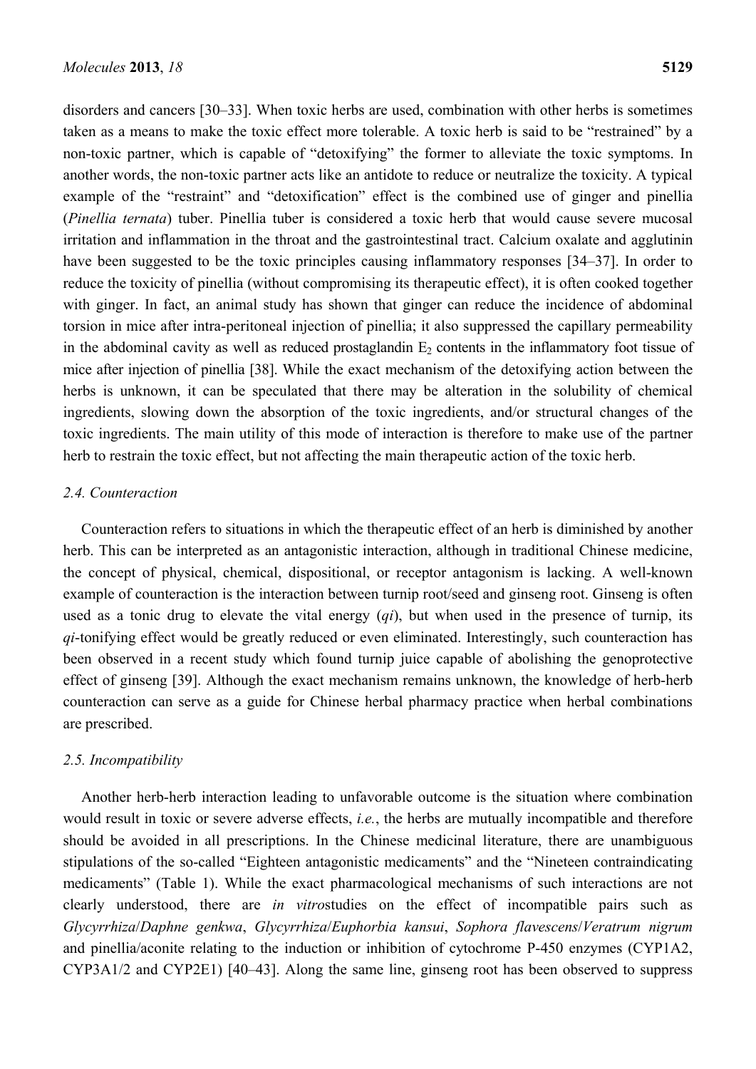disorders and cancers [30–33]. When toxic herbs are used, combination with other herbs is sometimes taken as a means to make the toxic effect more tolerable. A toxic herb is said to be "restrained" by a non-toxic partner, which is capable of "detoxifying" the former to alleviate the toxic symptoms. In another words, the non-toxic partner acts like an antidote to reduce or neutralize the toxicity. A typical example of the "restraint" and "detoxification" effect is the combined use of ginger and pinellia (*Pinellia ternata*) tuber. Pinellia tuber is considered a toxic herb that would cause severe mucosal irritation and inflammation in the throat and the gastrointestinal tract. Calcium oxalate and agglutinin have been suggested to be the toxic principles causing inflammatory responses [34–37]. In order to reduce the toxicity of pinellia (without compromising its therapeutic effect), it is often cooked together with ginger. In fact, an animal study has shown that ginger can reduce the incidence of abdominal torsion in mice after intra-peritoneal injection of pinellia; it also suppressed the capillary permeability in the abdominal cavity as well as reduced prostaglandin $E_2$ contents in the inflammatory foot tissue of mice after injection of pinellia [38]. While the exact mechanism of the detoxifying action between the herbs is unknown, it can be speculated that there may be alteration in the solubility of chemical ingredients, slowing down the absorption of the toxic ingredients, and/or structural changes of the toxic ingredients. The main utility of this mode of interaction is therefore to make use of the partner herb to restrain the toxic effect, but not affecting the main therapeutic action of the toxic herb.

### *2.4. Counteraction*

Counteraction refers to situations in which the therapeutic effect of an herb is diminished by another herb. This can be interpreted as an antagonistic interaction, although in traditional Chinese medicine, the concept of physical, chemical, dispositional, or receptor antagonism is lacking. A well-known example of counteraction is the interaction between turnip root/seed and ginseng root. Ginseng is often used as a tonic drug to elevate the vital energy (*qi*), but when used in the presence of turnip, its *qi*-tonifying effect would be greatly reduced or even eliminated. Interestingly, such counteraction has been observed in a recent study which found turnip juice capable of abolishing the genoprotective effect of ginseng [39]. Although the exact mechanism remains unknown, the knowledge of herb-herb counteraction can serve as a guide for Chinese herbal pharmacy practice when herbal combinations are prescribed.

### *2.5. Incompatibility*

Another herb-herb interaction leading to unfavorable outcome is the situation where combination would result in toxic or severe adverse effects, *i.e.*, the herbs are mutually incompatible and therefore should be avoided in all prescriptions. In the Chinese medicinal literature, there are unambiguous stipulations of the so-called "Eighteen antagonistic medicaments" and the "Nineteen contraindicating medicaments" (Table 1). While the exact pharmacological mechanisms of such interactions are not clearly understood, there are *in vitro*studies on the effect of incompatible pairs such as *Glycyrrhiza*/*Daphne genkwa*, *Glycyrrhiza*/*Euphorbia kansui*, *Sophora flavescens*/*Veratrum nigrum* and pinellia/aconite relating to the induction or inhibition of cytochrome P-450 enzymes (CYP1A2, CYP3A1/2 and CYP2E1) [40–43]. Along the same line, ginseng root has been observed to suppress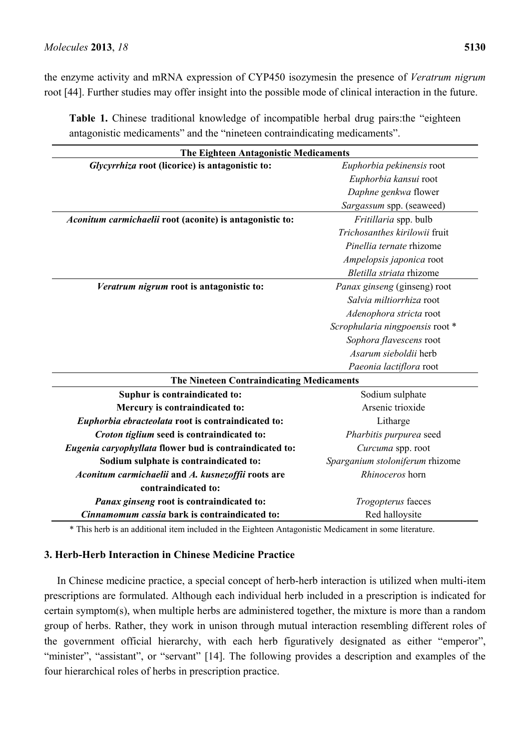the enzyme activity and mRNA expression of CYP450 isozymesin the presence of *Veratrum nigrum* root [44]. Further studies may offer insight into the possible mode of clinical interaction in the future.

**Table 1.** Chinese traditional knowledge of incompatible herbal drug pairs:the "eighteen antagonistic medicaments" and the "nineteen contraindicating medicaments".

| **The Eighteen Antagonistic Medicaments** | |
|---|---|
| ***Glycyrrhiza* root (licorice) is antagonistic to:** | *Euphorbia pekinensis* root |
| | *Euphorbia kansui* root |
| | *Daphne genkwa* flower |
| | *Sargassum* spp. (seaweed) |
| ***Aconitum carmichaelii* root (aconite) is antagonistic to:** | *Fritillaria* spp. bulb |
| | *Trichosanthes kirilowii* fruit |
| | *Pinellia ternate* rhizome |
| | *Ampelopsis japonica* root |
| | *Bletilla striata* rhizome |
| ***Veratrum nigrum* root is antagonistic to:** | *Panax ginseng* (ginseng) root |
| | *Salvia miltiorrhiza* root |
| | *Adenophora stricta* root |
| | *Scrophularia ningpoensis* root * |
| | *Sophora flavescens* root |
| | *Asarum sieboldii* herb |
| | *Paeonia lactiflora* root |
| **The Nineteen Contraindicating Medicaments** | |
| **Suphur is contraindicated to:** | Sodium sulphate |
| **Mercury is contraindicated to:** | Arsenic trioxide |
| ***Euphorbia ebracteolata* root is contraindicated to:** | Litharge |
| ***Croton tiglium* seed is contraindicated to:** | *Pharbitis purpurea* seed |
| ***Eugenia caryophyllata* flower bud is contraindicated to:** | *Curcuma* spp. root |
| **Sodium sulphate is contraindicated to:** | *Sparganium stoloniferum* rhizome |
| ***Aconitum carmichaelii* and *A. kusnezoffii* roots are contraindicated to:** | *Rhinoceros* horn |
| ***Panax ginseng* root is contraindicated to:** | *Trogopterus* faeces |
| ***Cinnamomum cassia* bark is contraindicated to:** | Red halloysite |

\* This herb is an additional item included in the Eighteen Antagonistic Medicament in some literature.

### 3. Herb-Herb Interaction in Chinese Medicine Practice

In Chinese medicine practice, a special concept of herb-herb interaction is utilized when multi-item prescriptions are formulated. Although each individual herb included in a prescription is indicated for certain symptom(s), when multiple herbs are administered together, the mixture is more than a random group of herbs. Rather, they work in unison through mutual interaction resembling different roles of the government official hierarchy, with each herb figuratively designated as either "emperor", "minister", "assistant", or "servant" [14]. The following provides a description and examples of the four hierarchical roles of herbs in prescription practice.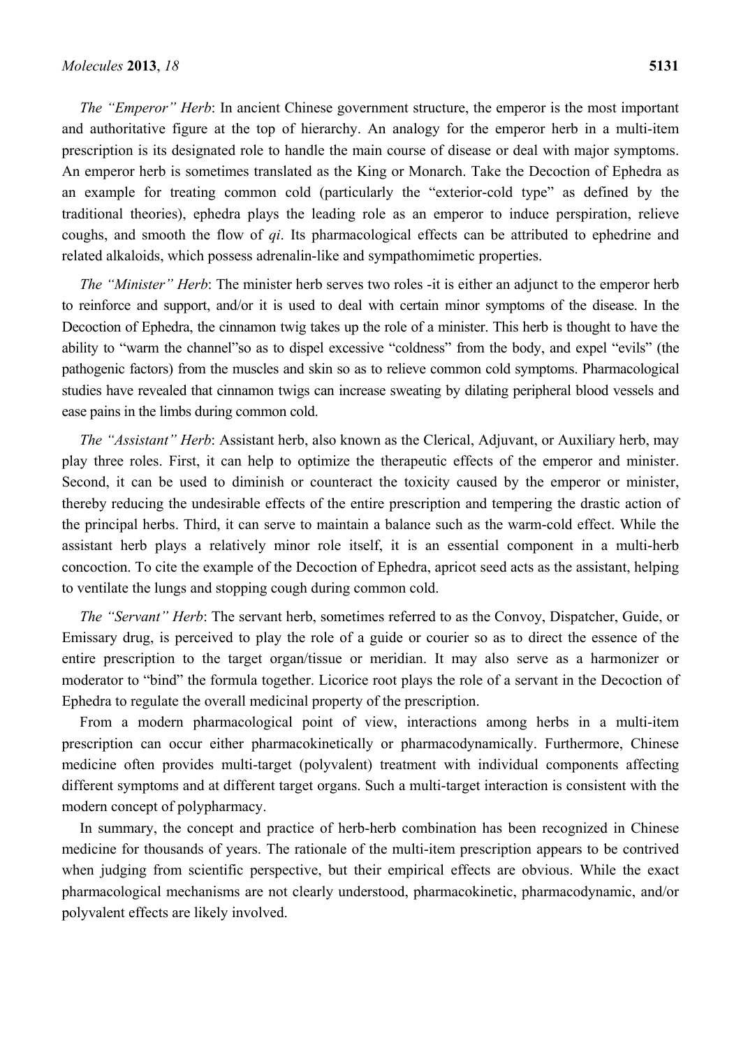*The "Emperor" Herb*: In ancient Chinese government structure, the emperor is the most important and authoritative figure at the top of hierarchy. An analogy for the emperor herb in a multi-item prescription is its designated role to handle the main course of disease or deal with major symptoms. An emperor herb is sometimes translated as the King or Monarch. Take the Decoction of Ephedra as an example for treating common cold (particularly the "exterior-cold type" as defined by the traditional theories), ephedra plays the leading role as an emperor to induce perspiration, relieve coughs, and smooth the flow of *qi*. Its pharmacological effects can be attributed to ephedrine and related alkaloids, which possess adrenalin-like and sympathomimetic properties.

*The "Minister" Herb*: The minister herb serves two roles -it is either an adjunct to the emperor herb to reinforce and support, and/or it is used to deal with certain minor symptoms of the disease. In the Decoction of Ephedra, the cinnamon twig takes up the role of a minister. This herb is thought to have the ability to "warm the channel"so as to dispel excessive "coldness" from the body, and expel "evils" (the pathogenic factors) from the muscles and skin so as to relieve common cold symptoms. Pharmacological studies have revealed that cinnamon twigs can increase sweating by dilating peripheral blood vessels and ease pains in the limbs during common cold.

*The "Assistant" Herb*: Assistant herb, also known as the Clerical, Adjuvant, or Auxiliary herb, may play three roles. First, it can help to optimize the therapeutic effects of the emperor and minister. Second, it can be used to diminish or counteract the toxicity caused by the emperor or minister, thereby reducing the undesirable effects of the entire prescription and tempering the drastic action of the principal herbs. Third, it can serve to maintain a balance such as the warm-cold effect. While the assistant herb plays a relatively minor role itself, it is an essential component in a multi-herb concoction. To cite the example of the Decoction of Ephedra, apricot seed acts as the assistant, helping to ventilate the lungs and stopping cough during common cold.

*The "Servant" Herb*: The servant herb, sometimes referred to as the Convoy, Dispatcher, Guide, or Emissary drug, is perceived to play the role of a guide or courier so as to direct the essence of the entire prescription to the target organ/tissue or meridian. It may also serve as a harmonizer or moderator to "bind" the formula together. Licorice root plays the role of a servant in the Decoction of Ephedra to regulate the overall medicinal property of the prescription.

From a modern pharmacological point of view, interactions among herbs in a multi-item prescription can occur either pharmacokinetically or pharmacodynamically. Furthermore, Chinese medicine often provides multi-target (polyvalent) treatment with individual components affecting different symptoms and at different target organs. Such a multi-target interaction is consistent with the modern concept of polypharmacy.

In summary, the concept and practice of herb-herb combination has been recognized in Chinese medicine for thousands of years. The rationale of the multi-item prescription appears to be contrived when judging from scientific perspective, but their empirical effects are obvious. While the exact pharmacological mechanisms are not clearly understood, pharmacokinetic, pharmacodynamic, and/or polyvalent effects are likely involved.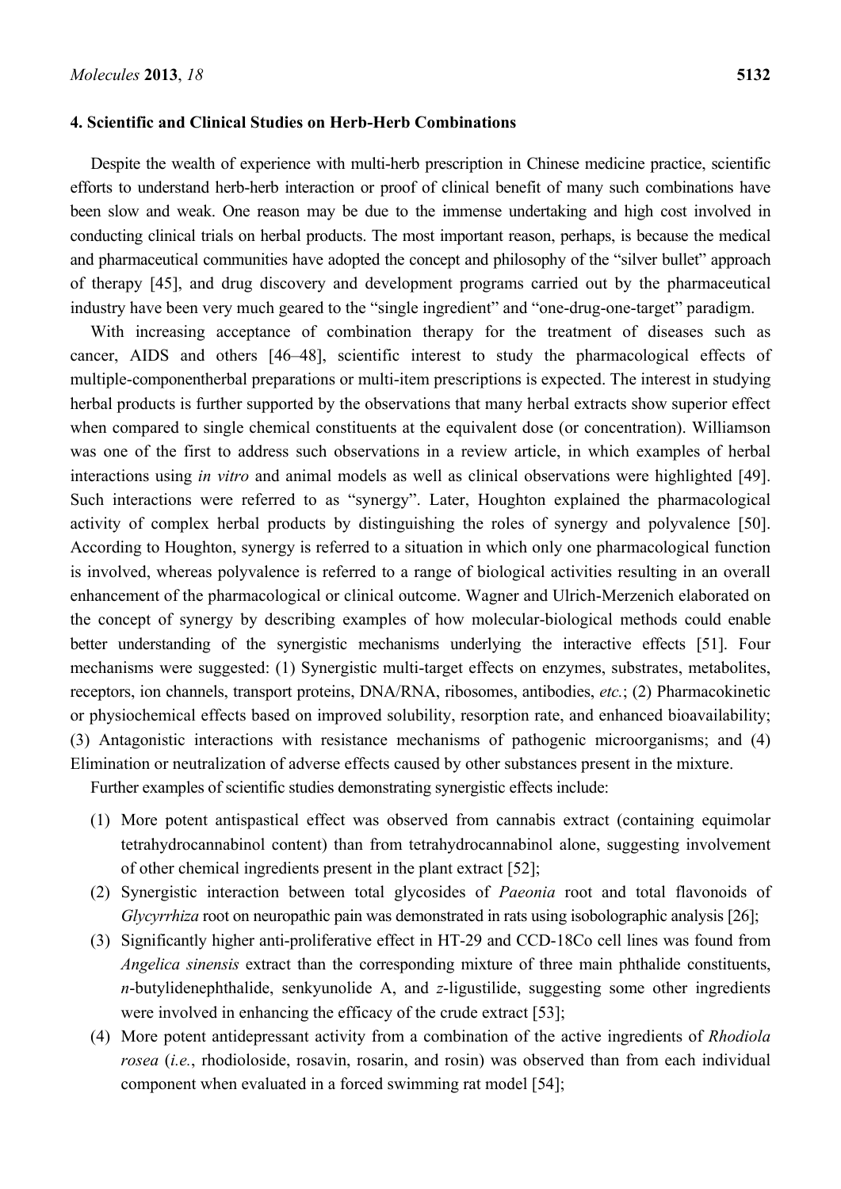## 4. Scientific and Clinical Studies on Herb-Herb Combinations

Despite the wealth of experience with multi-herb prescription in Chinese medicine practice, scientific efforts to understand herb-herb interaction or proof of clinical benefit of many such combinations have been slow and weak. One reason may be due to the immense undertaking and high cost involved in conducting clinical trials on herbal products. The most important reason, perhaps, is because the medical and pharmaceutical communities have adopted the concept and philosophy of the "silver bullet" approach of therapy [45], and drug discovery and development programs carried out by the pharmaceutical industry have been very much geared to the "single ingredient" and "one-drug-one-target" paradigm.

With increasing acceptance of combination therapy for the treatment of diseases such as cancer, AIDS and others [46–48], scientific interest to study the pharmacological effects of multiple-componentherbal preparations or multi-item prescriptions is expected. The interest in studying herbal products is further supported by the observations that many herbal extracts show superior effect when compared to single chemical constituents at the equivalent dose (or concentration). Williamson was one of the first to address such observations in a review article, in which examples of herbal interactions using *in vitro* and animal models as well as clinical observations were highlighted [49]. Such interactions were referred to as "synergy". Later, Houghton explained the pharmacological activity of complex herbal products by distinguishing the roles of synergy and polyvalence [50]. According to Houghton, synergy is referred to a situation in which only one pharmacological function is involved, whereas polyvalence is referred to a range of biological activities resulting in an overall enhancement of the pharmacological or clinical outcome. Wagner and Ulrich-Merzenich elaborated on the concept of synergy by describing examples of how molecular-biological methods could enable better understanding of the synergistic mechanisms underlying the interactive effects [51]. Four mechanisms were suggested: (1) Synergistic multi-target effects on enzymes, substrates, metabolites, receptors, ion channels, transport proteins, DNA/RNA, ribosomes, antibodies, *etc.*; (2) Pharmacokinetic or physiochemical effects based on improved solubility, resorption rate, and enhanced bioavailability; (3) Antagonistic interactions with resistance mechanisms of pathogenic microorganisms; and (4) Elimination or neutralization of adverse effects caused by other substances present in the mixture.

Further examples of scientific studies demonstrating synergistic effects include:

(1) More potent antispastical effect was observed from cannabis extract (containing equimolar tetrahydrocannabinol content) than from tetrahydrocannabinol alone, suggesting involvement of other chemical ingredients present in the plant extract [52];

(2) Synergistic interaction between total glycosides of *Paeonia* root and total flavonoids of *Glycyrrhiza* root on neuropathic pain was demonstrated in rats using isobolographic analysis [26];

(3) Significantly higher anti-proliferative effect in HT-29 and CCD-18Co cell lines was found from *Angelica sinensis* extract than the corresponding mixture of three main phthalide constituents, *n*-butylidenephthalide, senkyunolide A, and *z*-ligustilide, suggesting some other ingredients were involved in enhancing the efficacy of the crude extract [53];

(4) More potent antidepressant activity from a combination of the active ingredients of *Rhodiola rosea* (*i.e.*, rhodioloside, rosavin, rosarin, and rosin) was observed than from each individual component when evaluated in a forced swimming rat model [54];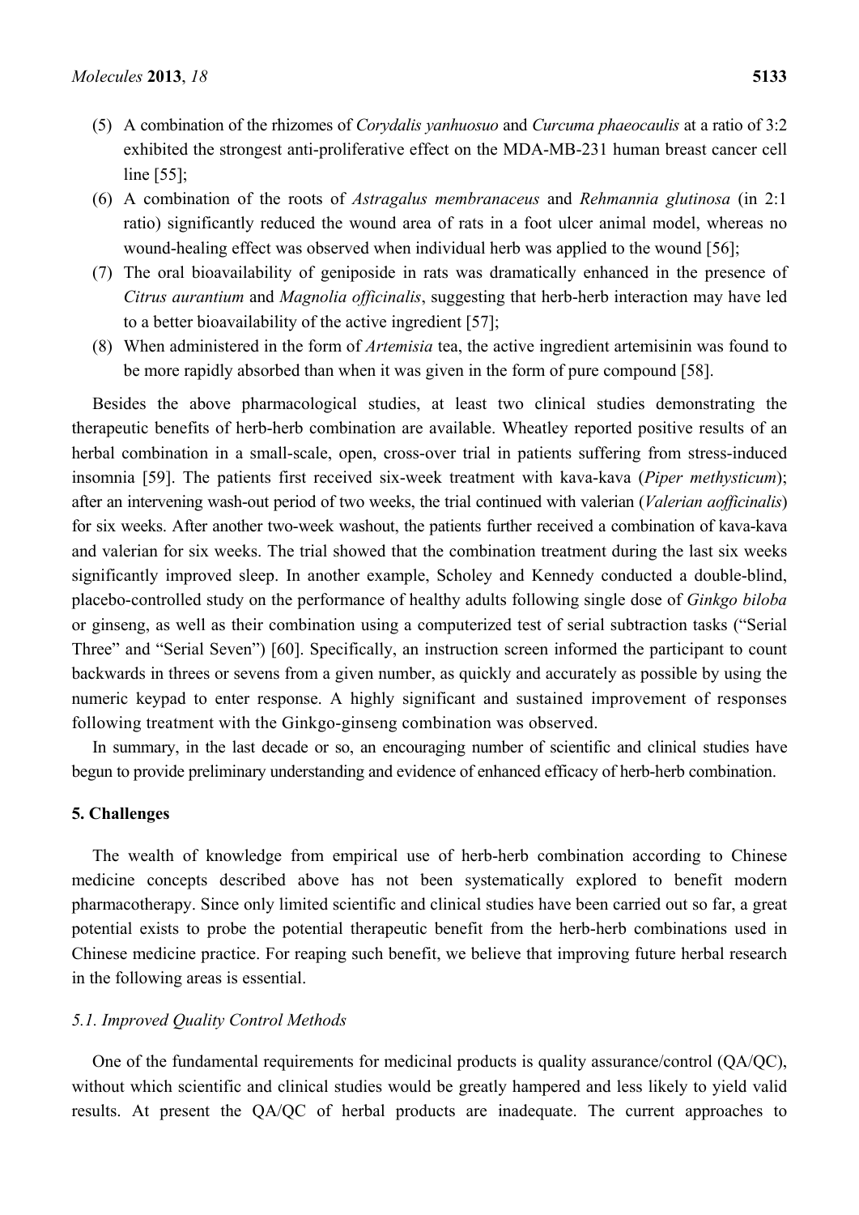(5) A combination of the rhizomes of *Corydalis yanhuosuo* and *Curcuma phaeocaulis* at a ratio of 3:2 exhibited the strongest anti-proliferative effect on the MDA-MB-231 human breast cancer cell line [55];

(6) A combination of the roots of *Astragalus membranaceus* and *Rehmannia glutinosa* (in 2:1 ratio) significantly reduced the wound area of rats in a foot ulcer animal model, whereas no wound-healing effect was observed when individual herb was applied to the wound [56];

(7) The oral bioavailability of geniposide in rats was dramatically enhanced in the presence of *Citrus aurantium* and *Magnolia officinalis*, suggesting that herb-herb interaction may have led to a better bioavailability of the active ingredient [57];

(8) When administered in the form of *Artemisia* tea, the active ingredient artemisinin was found to be more rapidly absorbed than when it was given in the form of pure compound [58].

Besides the above pharmacological studies, at least two clinical studies demonstrating the therapeutic benefits of herb-herb combination are available. Wheatley reported positive results of an herbal combination in a small-scale, open, cross-over trial in patients suffering from stress-induced insomnia [59]. The patients first received six-week treatment with kava-kava (*Piper methysticum*); after an intervening wash-out period of two weeks, the trial continued with valerian (*Valerian aofficinalis*) for six weeks. After another two-week washout, the patients further received a combination of kava-kava and valerian for six weeks. The trial showed that the combination treatment during the last six weeks significantly improved sleep. In another example, Scholey and Kennedy conducted a double-blind, placebo-controlled study on the performance of healthy adults following single dose of *Ginkgo biloba* or ginseng, as well as their combination using a computerized test of serial subtraction tasks ("Serial Three" and "Serial Seven") [60]. Specifically, an instruction screen informed the participant to count backwards in threes or sevens from a given number, as quickly and accurately as possible by using the numeric keypad to enter response. A highly significant and sustained improvement of responses following treatment with the Ginkgo-ginseng combination was observed.

In summary, in the last decade or so, an encouraging number of scientific and clinical studies have begun to provide preliminary understanding and evidence of enhanced efficacy of herb-herb combination.

## 5. Challenges

The wealth of knowledge from empirical use of herb-herb combination according to Chinese medicine concepts described above has not been systematically explored to benefit modern pharmacotherapy. Since only limited scientific and clinical studies have been carried out so far, a great potential exists to probe the potential therapeutic benefit from the herb-herb combinations used in Chinese medicine practice. For reaping such benefit, we believe that improving future herbal research in the following areas is essential.

### *5.1. Improved Quality Control Methods*

One of the fundamental requirements for medicinal products is quality assurance/control (QA/QC), without which scientific and clinical studies would be greatly hampered and less likely to yield valid results. At present the QA/QC of herbal products are inadequate. The current approaches to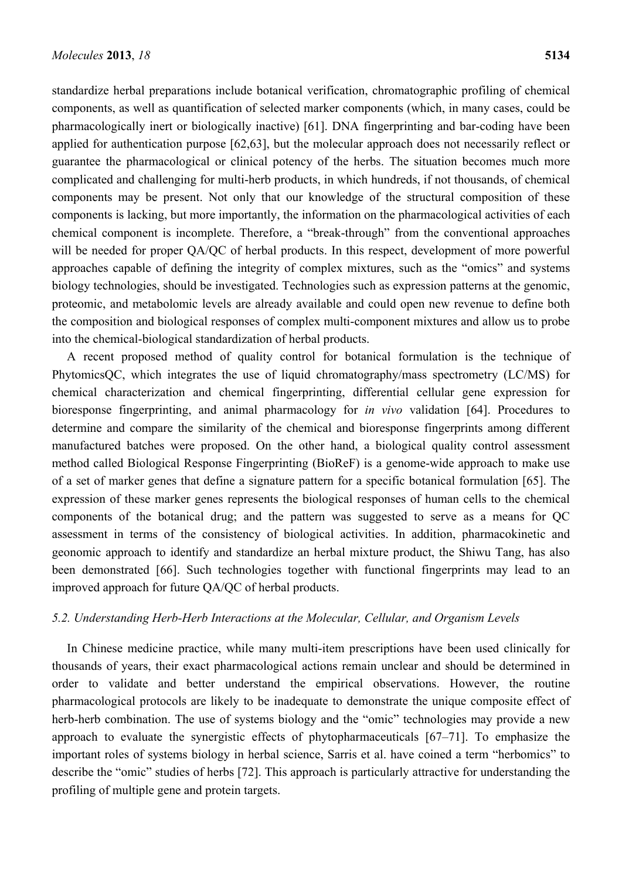standardize herbal preparations include botanical verification, chromatographic profiling of chemical components, as well as quantification of selected marker components (which, in many cases, could be pharmacologically inert or biologically inactive) [61]. DNA fingerprinting and bar-coding have been applied for authentication purpose [62,63], but the molecular approach does not necessarily reflect or guarantee the pharmacological or clinical potency of the herbs. The situation becomes much more complicated and challenging for multi-herb products, in which hundreds, if not thousands, of chemical components may be present. Not only that our knowledge of the structural composition of these components is lacking, but more importantly, the information on the pharmacological activities of each chemical component is incomplete. Therefore, a "break-through" from the conventional approaches will be needed for proper QA/QC of herbal products. In this respect, development of more powerful approaches capable of defining the integrity of complex mixtures, such as the "omics" and systems biology technologies, should be investigated. Technologies such as expression patterns at the genomic, proteomic, and metabolomic levels are already available and could open new revenue to define both the composition and biological responses of complex multi-component mixtures and allow us to probe into the chemical-biological standardization of herbal products.

A recent proposed method of quality control for botanical formulation is the technique of PhytomicsQC, which integrates the use of liquid chromatography/mass spectrometry (LC/MS) for chemical characterization and chemical fingerprinting, differential cellular gene expression for bioresponse fingerprinting, and animal pharmacology for *in vivo* validation [64]. Procedures to determine and compare the similarity of the chemical and bioresponse fingerprints among different manufactured batches were proposed. On the other hand, a biological quality control assessment method called Biological Response Fingerprinting (BioReF) is a genome-wide approach to make use of a set of marker genes that define a signature pattern for a specific botanical formulation [65]. The expression of these marker genes represents the biological responses of human cells to the chemical components of the botanical drug; and the pattern was suggested to serve as a means for QC assessment in terms of the consistency of biological activities. In addition, pharmacokinetic and geonomic approach to identify and standardize an herbal mixture product, the Shiwu Tang, has also been demonstrated [66]. Such technologies together with functional fingerprints may lead to an improved approach for future QA/QC of herbal products.

### *5.2. Understanding Herb-Herb Interactions at the Molecular, Cellular, and Organism Levels*

In Chinese medicine practice, while many multi-item prescriptions have been used clinically for thousands of years, their exact pharmacological actions remain unclear and should be determined in order to validate and better understand the empirical observations. However, the routine pharmacological protocols are likely to be inadequate to demonstrate the unique composite effect of herb-herb combination. The use of systems biology and the "omic" technologies may provide a new approach to evaluate the synergistic effects of phytopharmaceuticals [67–71]. To emphasize the important roles of systems biology in herbal science, Sarris et al. have coined a term "herbomics" to describe the "omic" studies of herbs [72]. This approach is particularly attractive for understanding the profiling of multiple gene and protein targets.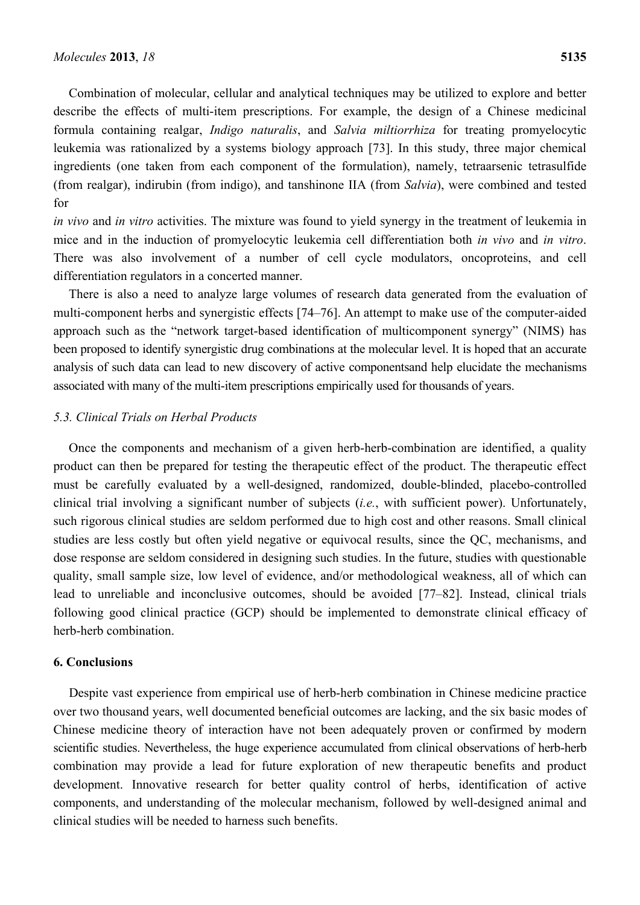Combination of molecular, cellular and analytical techniques may be utilized to explore and better describe the effects of multi-item prescriptions. For example, the design of a Chinese medicinal formula containing realgar, *Indigo naturalis*, and *Salvia miltiorrhiza* for treating promyelocytic leukemia was rationalized by a systems biology approach [73]. In this study, three major chemical ingredients (one taken from each component of the formulation), namely, tetraarsenic tetrasulfide (from realgar), indirubin (from indigo), and tanshinone IIA (from *Salvia*), were combined and tested for *in vivo* and *in vitro* activities. The mixture was found to yield synergy in the treatment of leukemia in mice and in the induction of promyelocytic leukemia cell differentiation both *in vivo* and *in vitro*. There was also involvement of a number of cell cycle modulators, oncoproteins, and cell differentiation regulators in a concerted manner.

There is also a need to analyze large volumes of research data generated from the evaluation of multi-component herbs and synergistic effects [74–76]. An attempt to make use of the computer-aided approach such as the "network target-based identification of multicomponent synergy" (NIMS) has been proposed to identify synergistic drug combinations at the molecular level. It is hoped that an accurate analysis of such data can lead to new discovery of active componentsand help elucidate the mechanisms associated with many of the multi-item prescriptions empirically used for thousands of years.

### *5.3. Clinical Trials on Herbal Products*

Once the components and mechanism of a given herb-herb-combination are identified, a quality product can then be prepared for testing the therapeutic effect of the product. The therapeutic effect must be carefully evaluated by a well-designed, randomized, double-blinded, placebo-controlled clinical trial involving a significant number of subjects (*i.e.*, with sufficient power). Unfortunately, such rigorous clinical studies are seldom performed due to high cost and other reasons. Small clinical studies are less costly but often yield negative or equivocal results, since the QC, mechanisms, and dose response are seldom considered in designing such studies. In the future, studies with questionable quality, small sample size, low level of evidence, and/or methodological weakness, all of which can lead to unreliable and inconclusive outcomes, should be avoided [77–82]. Instead, clinical trials following good clinical practice (GCP) should be implemented to demonstrate clinical efficacy of herb-herb combination.

## 6. Conclusions

Despite vast experience from empirical use of herb-herb combination in Chinese medicine practice over two thousand years, well documented beneficial outcomes are lacking, and the six basic modes of Chinese medicine theory of interaction have not been adequately proven or confirmed by modern scientific studies. Nevertheless, the huge experience accumulated from clinical observations of herb-herb combination may provide a lead for future exploration of new therapeutic benefits and product development. Innovative research for better quality control of herbs, identification of active components, and understanding of the molecular mechanism, followed by well-designed animal and clinical studies will be needed to harness such benefits.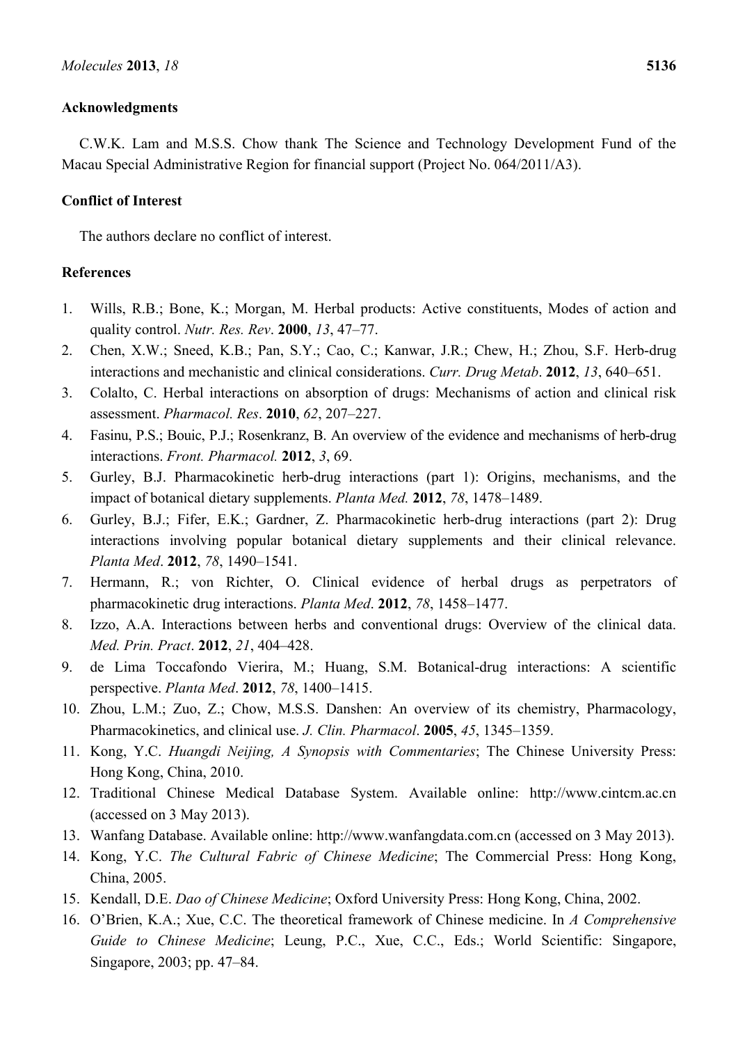## Acknowledgments

C.W.K. Lam and M.S.S. Chow thank The Science and Technology Development Fund of the Macau Special Administrative Region for financial support (Project No. 064/2011/A3).

## Conflict of Interest

The authors declare no conflict of interest.

## References

1. Wills, R.B.; Bone, K.; Morgan, M. Herbal products: Active constituents, Modes of action and quality control. *Nutr. Res. Rev*. **2000**, *13*, 47–77.
2. Chen, X.W.; Sneed, K.B.; Pan, S.Y.; Cao, C.; Kanwar, J.R.; Chew, H.; Zhou, S.F. Herb-drug interactions and mechanistic and clinical considerations. *Curr. Drug Metab*. **2012**, *13*, 640–651.
3. Colalto, C. Herbal interactions on absorption of drugs: Mechanisms of action and clinical risk assessment. *Pharmacol. Res*. **2010**, *62*, 207–227.
4. Fasinu, P.S.; Bouic, P.J.; Rosenkranz, B. An overview of the evidence and mechanisms of herb-drug interactions. *Front. Pharmacol.* **2012**, *3*, 69.
5. Gurley, B.J. Pharmacokinetic herb-drug interactions (part 1): Origins, mechanisms, and the impact of botanical dietary supplements. *Planta Med.* **2012**, *78*, 1478–1489.
6. Gurley, B.J.; Fifer, E.K.; Gardner, Z. Pharmacokinetic herb-drug interactions (part 2): Drug interactions involving popular botanical dietary supplements and their clinical relevance. *Planta Med*. **2012**, *78*, 1490–1541.
7. Hermann, R.; von Richter, O. Clinical evidence of herbal drugs as perpetrators of pharmacokinetic drug interactions. *Planta Med*. **2012**, *78*, 1458–1477.
8. Izzo, A.A. Interactions between herbs and conventional drugs: Overview of the clinical data. *Med. Prin. Pract*. **2012**, *21*, 404–428.
9. de Lima Toccafondo Vierira, M.; Huang, S.M. Botanical-drug interactions: A scientific perspective. *Planta Med*. **2012**, *78*, 1400–1415.
10. Zhou, L.M.; Zuo, Z.; Chow, M.S.S. Danshen: An overview of its chemistry, Pharmacology, Pharmacokinetics, and clinical use. *J. Clin. Pharmacol*. **2005**, *45*, 1345–1359.
11. Kong, Y.C. *Huangdi Neijing, A Synopsis with Commentaries*; The Chinese University Press: Hong Kong, China, 2010.
12. Traditional Chinese Medical Database System. Available online: http://www.cintcm.ac.cn (accessed on 3 May 2013).
13. Wanfang Database. Available online: http://www.wanfangdata.com.cn (accessed on 3 May 2013).
14. Kong, Y.C. *The Cultural Fabric of Chinese Medicine*; The Commercial Press: Hong Kong, China, 2005.
15. Kendall, D.E. *Dao of Chinese Medicine*; Oxford University Press: Hong Kong, China, 2002.
16. O'Brien, K.A.; Xue, C.C. The theoretical framework of Chinese medicine. In *A Comprehensive Guide to Chinese Medicine*; Leung, P.C., Xue, C.C., Eds.; World Scientific: Singapore, Singapore, 2003; pp. 47–84.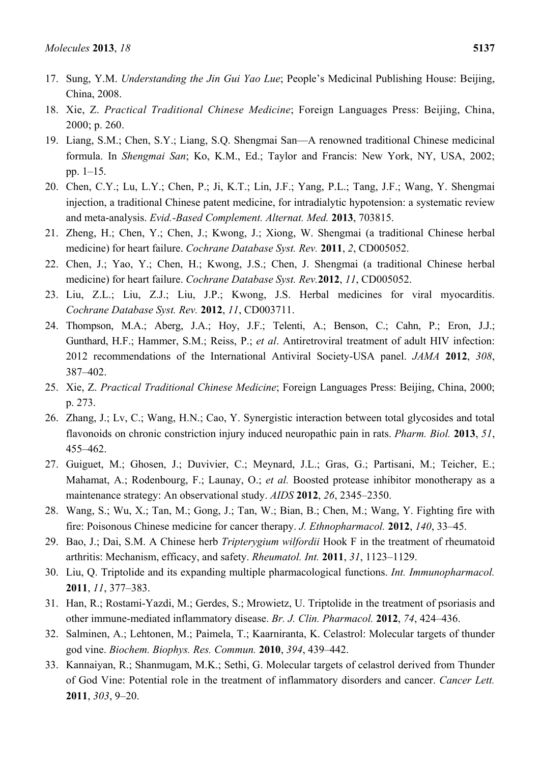17. Sung, Y.M. *Understanding the Jin Gui Yao Lue*; People's Medicinal Publishing House: Beijing, China, 2008.
18. Xie, Z. *Practical Traditional Chinese Medicine*; Foreign Languages Press: Beijing, China, 2000; p. 260.
19. Liang, S.M.; Chen, S.Y.; Liang, S.Q. Shengmai San—A renowned traditional Chinese medicinal formula. In *Shengmai San*; Ko, K.M., Ed.; Taylor and Francis: New York, NY, USA, 2002; pp. 1–15.
20. Chen, C.Y.; Lu, L.Y.; Chen, P.; Ji, K.T.; Lin, J.F.; Yang, P.L.; Tang, J.F.; Wang, Y. Shengmai injection, a traditional Chinese patent medicine, for intradialytic hypotension: a systematic review and meta-analysis. *Evid.-Based Complement. Alternat. Med.* **2013**, 703815.
21. Zheng, H.; Chen, Y.; Chen, J.; Kwong, J.; Xiong, W. Shengmai (a traditional Chinese herbal medicine) for heart failure. *Cochrane Database Syst. Rev.* **2011**, *2*, CD005052.
22. Chen, J.; Yao, Y.; Chen, H.; Kwong, J.S.; Chen, J. Shengmai (a traditional Chinese herbal medicine) for heart failure. *Cochrane Database Syst. Rev.* **2012**, *11*, CD005052.
23. Liu, Z.L.; Liu, Z.J.; Liu, J.P.; Kwong, J.S. Herbal medicines for viral myocarditis. *Cochrane Database Syst. Rev.* **2012**, *11*, CD003711.
24. Thompson, M.A.; Aberg, J.A.; Hoy, J.F.; Telenti, A.; Benson, C.; Cahn, P.; Eron, J.J.; Gunthard, H.F.; Hammer, S.M.; Reiss, P.; *et al*. Antiretroviral treatment of adult HIV infection: 2012 recommendations of the International Antiviral Society-USA panel. *JAMA* **2012**, *308*, 387–402.
25. Xie, Z. *Practical Traditional Chinese Medicine*; Foreign Languages Press: Beijing, China, 2000; p. 273.
26. Zhang, J.; Lv, C.; Wang, H.N.; Cao, Y. Synergistic interaction between total glycosides and total flavonoids on chronic constriction injury induced neuropathic pain in rats. *Pharm. Biol.* **2013**, *51*, 455–462.
27. Guiguet, M.; Ghosen, J.; Duvivier, C.; Meynard, J.L.; Gras, G.; Partisani, M.; Teicher, E.; Mahamat, A.; Rodenbourg, F.; Launay, O.; *et al.* Boosted protease inhibitor monotherapy as a maintenance strategy: An observational study. *AIDS* **2012**, *26*, 2345–2350.
28. Wang, S.; Wu, X.; Tan, M.; Gong, J.; Tan, W.; Bian, B.; Chen, M.; Wang, Y. Fighting fire with fire: Poisonous Chinese medicine for cancer therapy. *J. Ethnopharmacol.* **2012**, *140*, 33–45.
29. Bao, J.; Dai, S.M. A Chinese herb *Tripterygium wilfordii* Hook F in the treatment of rheumatoid arthritis: Mechanism, efficacy, and safety. *Rheumatol. Int.* **2011**, *31*, 1123–1129.
30. Liu, Q. Triptolide and its expanding multiple pharmacological functions. *Int. Immunopharmacol.* **2011**, *11*, 377–383.
31. Han, R.; Rostami-Yazdi, M.; Gerdes, S.; Mrowietz, U. Triptolide in the treatment of psoriasis and other immune-mediated inflammatory disease. *Br. J. Clin. Pharmacol.* **2012**, *74*, 424–436.
32. Salminen, A.; Lehtonen, M.; Paimela, T.; Kaarniranta, K. Celastrol: Molecular targets of thunder god vine. *Biochem. Biophys. Res. Commun.* **2010**, *394*, 439–442.
33. Kannaiyan, R.; Shanmugam, M.K.; Sethi, G. Molecular targets of celastrol derived from Thunder of God Vine: Potential role in the treatment of inflammatory disorders and cancer. *Cancer Lett.* **2011**, *303*, 9–20.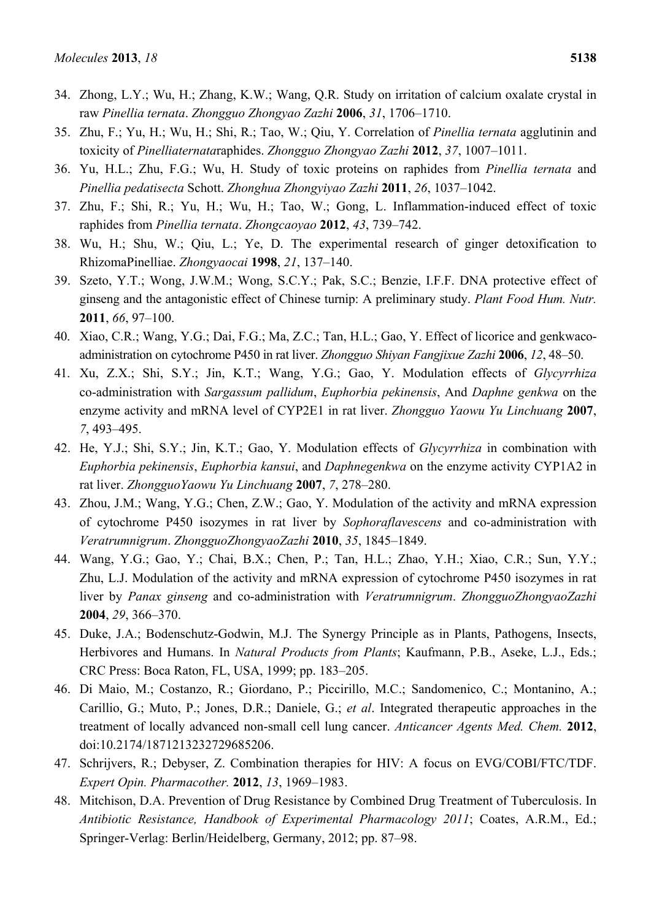34. Zhong, L.Y.; Wu, H.; Zhang, K.W.; Wang, Q.R. Study on irritation of calcium oxalate crystal in raw *Pinellia ternata*. *Zhongguo Zhongyao Zazhi* **2006**, *31*, 1706–1710.
35. Zhu, F.; Yu, H.; Wu, H.; Shi, R.; Tao, W.; Qiu, Y. Correlation of *Pinellia ternata* agglutinin and toxicity of *Pinelliaternata*raphides. *Zhongguo Zhongyao Zazhi* **2012**, *37*, 1007–1011.
36. Yu, H.L.; Zhu, F.G.; Wu, H. Study of toxic proteins on raphides from *Pinellia ternata* and *Pinellia pedatisecta* Schott. *Zhonghua Zhongyiyao Zazhi* **2011**, *26*, 1037–1042.
37. Zhu, F.; Shi, R.; Yu, H.; Wu, H.; Tao, W.; Gong, L. Inflammation-induced effect of toxic raphides from *Pinellia ternata*. *Zhongcaoyao* **2012**, *43*, 739–742.
38. Wu, H.; Shu, W.; Qiu, L.; Ye, D. The experimental research of ginger detoxification to RhizomaPinelliae. *Zhongyaocai* **1998**, *21*, 137–140.
39. Szeto, Y.T.; Wong, J.W.M.; Wong, S.C.Y.; Pak, S.C.; Benzie, I.F.F. DNA protective effect of ginseng and the antagonistic effect of Chinese turnip: A preliminary study. *Plant Food Hum. Nutr.* **2011**, *66*, 97–100.
40. Xiao, C.R.; Wang, Y.G.; Dai, F.G.; Ma, Z.C.; Tan, H.L.; Gao, Y. Effect of licorice and genkwaco-administration on cytochrome P450 in rat liver. *Zhongguo Shiyan Fangjixue Zazhi* **2006**, *12*, 48–50.
41. Xu, Z.X.; Shi, S.Y.; Jin, K.T.; Wang, Y.G.; Gao, Y. Modulation effects of *Glycyrrhiza* co-administration with *Sargassum pallidum*, *Euphorbia pekinensis*, And *Daphne genkwa* on the enzyme activity and mRNA level of CYP2E1 in rat liver. *Zhongguo Yaowu Yu Linchuang* **2007**, *7*, 493–495.
42. He, Y.J.; Shi, S.Y.; Jin, K.T.; Gao, Y. Modulation effects of *Glycyrrhiza* in combination with *Euphorbia pekinensis*, *Euphorbia kansui*, and *Daphnegenkwa* on the enzyme activity CYP1A2 in rat liver. *ZhongguoYaowu Yu Linchuang* **2007**, *7*, 278–280.
43. Zhou, J.M.; Wang, Y.G.; Chen, Z.W.; Gao, Y. Modulation of the activity and mRNA expression of cytochrome P450 isozymes in rat liver by *Sophoraflavescens* and co-administration with *Veratrumnigrum*. *ZhongguoZhongyaoZazhi* **2010**, *35*, 1845–1849.
44. Wang, Y.G.; Gao, Y.; Chai, B.X.; Chen, P.; Tan, H.L.; Zhao, Y.H.; Xiao, C.R.; Sun, Y.Y.; Zhu, L.J. Modulation of the activity and mRNA expression of cytochrome P450 isozymes in rat liver by *Panax ginseng* and co-administration with *Veratrumnigrum*. *ZhongguoZhongyaoZazhi* **2004**, *29*, 366–370.
45. Duke, J.A.; Bodenschutz-Godwin, M.J. The Synergy Principle as in Plants, Pathogens, Insects, Herbivores and Humans. In *Natural Products from Plants*; Kaufmann, P.B., Aseke, L.J., Eds.; CRC Press: Boca Raton, FL, USA, 1999; pp. 183–205.
46. Di Maio, M.; Costanzo, R.; Giordano, P.; Piccirillo, M.C.; Sandomenico, C.; Montanino, A.; Carillio, G.; Muto, P.; Jones, D.R.; Daniele, G.; *et al*. Integrated therapeutic approaches in the treatment of locally advanced non-small cell lung cancer. *Anticancer Agents Med. Chem.* **2012**, doi:10.2174/1871213232729685206.
47. Schrijvers, R.; Debyser, Z. Combination therapies for HIV: A focus on EVG/COBI/FTC/TDF. *Expert Opin. Pharmacother.* **2012**, *13*, 1969–1983.
48. Mitchison, D.A. Prevention of Drug Resistance by Combined Drug Treatment of Tuberculosis. In *Antibiotic Resistance, Handbook of Experimental Pharmacology 2011*; Coates, A.R.M., Ed.; Springer-Verlag: Berlin/Heidelberg, Germany, 2012; pp. 87–98.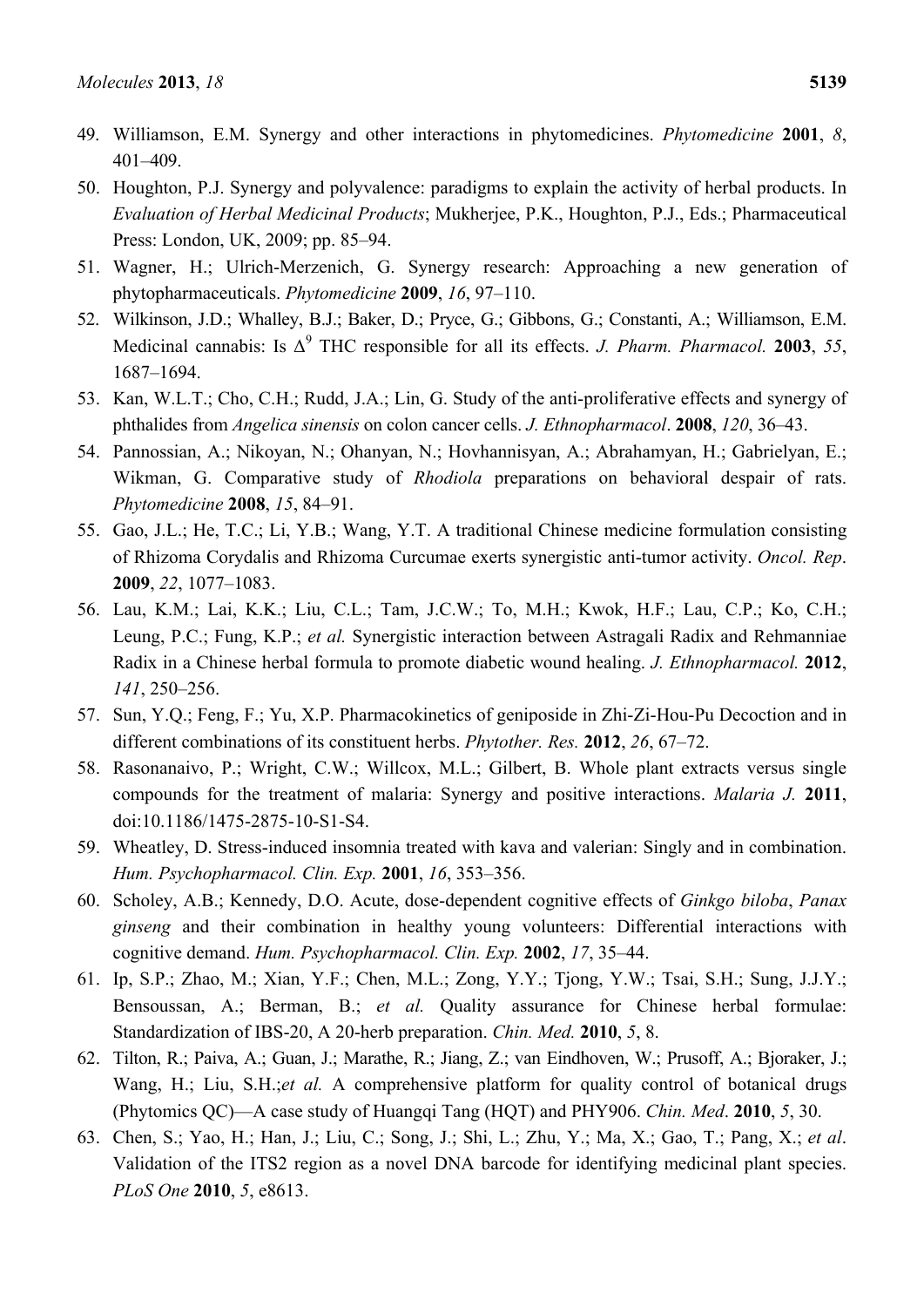49. Williamson, E.M. Synergy and other interactions in phytomedicines. *Phytomedicine* **2001**, *8*, 401–409.
50. Houghton, P.J. Synergy and polyvalence: paradigms to explain the activity of herbal products. In *Evaluation of Herbal Medicinal Products*; Mukherjee, P.K., Houghton, P.J., Eds.; Pharmaceutical Press: London, UK, 2009; pp. 85–94.
51. Wagner, H.; Ulrich-Merzenich, G. Synergy research: Approaching a new generation of phytopharmaceuticals. *Phytomedicine* **2009**, *16*, 97–110.
52. Wilkinson, J.D.; Whalley, B.J.; Baker, D.; Pryce, G.; Gibbons, G.; Constanti, A.; Williamson, E.M. Medicinal cannabis: Is $\Delta^9$ THC responsible for all its effects. *J. Pharm. Pharmacol.* **2003**, *55*, 1687–1694.
53. Kan, W.L.T.; Cho, C.H.; Rudd, J.A.; Lin, G. Study of the anti-proliferative effects and synergy of phthalides from *Angelica sinensis* on colon cancer cells. *J. Ethnopharmacol*. **2008**, *120*, 36–43.
54. Pannossian, A.; Nikoyan, N.; Ohanyan, N.; Hovhannisyan, A.; Abrahamyan, H.; Gabrielyan, E.; Wikman, G. Comparative study of *Rhodiola* preparations on behavioral despair of rats. *Phytomedicine* **2008**, *15*, 84–91.
55. Gao, J.L.; He, T.C.; Li, Y.B.; Wang, Y.T. A traditional Chinese medicine formulation consisting of Rhizoma Corydalis and Rhizoma Curcumae exerts synergistic anti-tumor activity. *Oncol. Rep*. **2009**, *22*, 1077–1083.
56. Lau, K.M.; Lai, K.K.; Liu, C.L.; Tam, J.C.W.; To, M.H.; Kwok, H.F.; Lau, C.P.; Ko, C.H.; Leung, P.C.; Fung, K.P.; *et al.* Synergistic interaction between Astragali Radix and Rehmanniae Radix in a Chinese herbal formula to promote diabetic wound healing. *J. Ethnopharmacol.* **2012**, *141*, 250–256.
57. Sun, Y.Q.; Feng, F.; Yu, X.P. Pharmacokinetics of geniposide in Zhi-Zi-Hou-Pu Decoction and in different combinations of its constituent herbs. *Phytother. Res.* **2012**, *26*, 67–72.
58. Rasonanaivo, P.; Wright, C.W.; Willcox, M.L.; Gilbert, B. Whole plant extracts versus single compounds for the treatment of malaria: Synergy and positive interactions. *Malaria J.* **2011**, doi:10.1186/1475-2875-10-S1-S4.
59. Wheatley, D. Stress-induced insomnia treated with kava and valerian: Singly and in combination. *Hum. Psychopharmacol. Clin. Exp.* **2001**, *16*, 353–356.
60. Scholey, A.B.; Kennedy, D.O. Acute, dose-dependent cognitive effects of *Ginkgo biloba*, *Panax ginseng* and their combination in healthy young volunteers: Differential interactions with cognitive demand. *Hum. Psychopharmacol. Clin. Exp.* **2002**, *17*, 35–44.
61. Ip, S.P.; Zhao, M.; Xian, Y.F.; Chen, M.L.; Zong, Y.Y.; Tjong, Y.W.; Tsai, S.H.; Sung, J.J.Y.; Bensoussan, A.; Berman, B.; *et al.* Quality assurance for Chinese herbal formulae: Standardization of IBS-20, A 20-herb preparation. *Chin. Med.* **2010**, *5*, 8.
62. Tilton, R.; Paiva, A.; Guan, J.; Marathe, R.; Jiang, Z.; van Eindhoven, W.; Prusoff, A.; Bjoraker, J.; Wang, H.; Liu, S.H.;*et al.* A comprehensive platform for quality control of botanical drugs (Phytomics QC)—A case study of Huangqi Tang (HQT) and PHY906. *Chin. Med*. **2010**, *5*, 30.
63. Chen, S.; Yao, H.; Han, J.; Liu, C.; Song, J.; Shi, L.; Zhu, Y.; Ma, X.; Gao, T.; Pang, X.; *et al*. Validation of the ITS2 region as a novel DNA barcode for identifying medicinal plant species. *PLoS One* **2010**, *5*, e8613.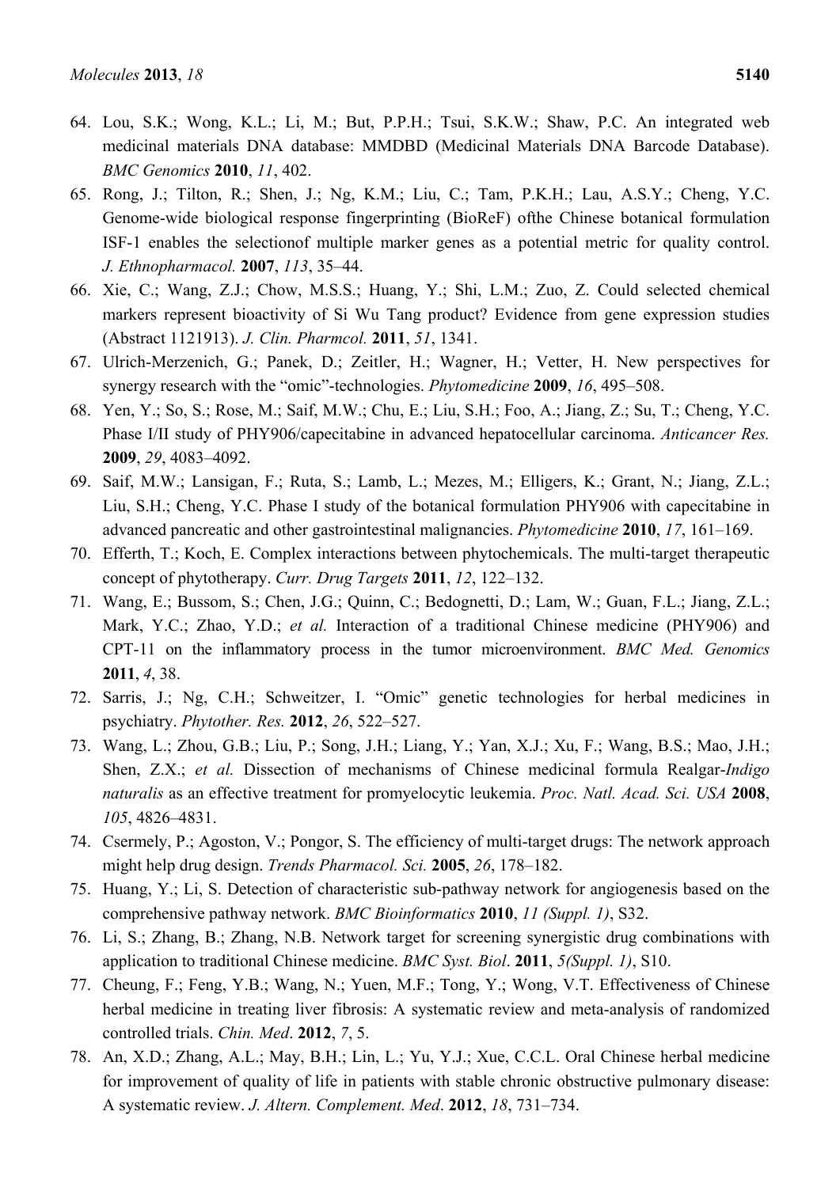64. Lou, S.K.; Wong, K.L.; Li, M.; But, P.P.H.; Tsui, S.K.W.; Shaw, P.C. An integrated web medicinal materials DNA database: MMDBD (Medicinal Materials DNA Barcode Database). *BMC Genomics* **2010**, *11*, 402.
65. Rong, J.; Tilton, R.; Shen, J.; Ng, K.M.; Liu, C.; Tam, P.K.H.; Lau, A.S.Y.; Cheng, Y.C. Genome-wide biological response fingerprinting (BioReF) ofthe Chinese botanical formulation ISF-1 enables the selectionof multiple marker genes as a potential metric for quality control. *J. Ethnopharmacol.* **2007**, *113*, 35–44.
66. Xie, C.; Wang, Z.J.; Chow, M.S.S.; Huang, Y.; Shi, L.M.; Zuo, Z. Could selected chemical markers represent bioactivity of Si Wu Tang product? Evidence from gene expression studies (Abstract 1121913). *J. Clin. Pharmcol.* **2011**, *51*, 1341.
67. Ulrich-Merzenich, G.; Panek, D.; Zeitler, H.; Wagner, H.; Vetter, H. New perspectives for synergy research with the "omic"-technologies. *Phytomedicine* **2009**, *16*, 495–508.
68. Yen, Y.; So, S.; Rose, M.; Saif, M.W.; Chu, E.; Liu, S.H.; Foo, A.; Jiang, Z.; Su, T.; Cheng, Y.C. Phase I/II study of PHY906/capecitabine in advanced hepatocellular carcinoma. *Anticancer Res.* **2009**, *29*, 4083–4092.
69. Saif, M.W.; Lansigan, F.; Ruta, S.; Lamb, L.; Mezes, M.; Elligers, K.; Grant, N.; Jiang, Z.L.; Liu, S.H.; Cheng, Y.C. Phase I study of the botanical formulation PHY906 with capecitabine in advanced pancreatic and other gastrointestinal malignancies. *Phytomedicine* **2010**, *17*, 161–169.
70. Efferth, T.; Koch, E. Complex interactions between phytochemicals. The multi-target therapeutic concept of phytotherapy. *Curr. Drug Targets* **2011**, *12*, 122–132.
71. Wang, E.; Bussom, S.; Chen, J.G.; Quinn, C.; Bedognetti, D.; Lam, W.; Guan, F.L.; Jiang, Z.L.; Mark, Y.C.; Zhao, Y.D.; *et al.* Interaction of a traditional Chinese medicine (PHY906) and CPT-11 on the inflammatory process in the tumor microenvironment. *BMC Med. Genomics* **2011**, *4*, 38.
72. Sarris, J.; Ng, C.H.; Schweitzer, I. "Omic" genetic technologies for herbal medicines in psychiatry. *Phytother. Res.* **2012**, *26*, 522–527.
73. Wang, L.; Zhou, G.B.; Liu, P.; Song, J.H.; Liang, Y.; Yan, X.J.; Xu, F.; Wang, B.S.; Mao, J.H.; Shen, Z.X.; *et al.* Dissection of mechanisms of Chinese medicinal formula Realgar-*Indigo naturalis* as an effective treatment for promyelocytic leukemia. *Proc. Natl. Acad. Sci. USA* **2008**, *105*, 4826–4831.
74. Csermely, P.; Agoston, V.; Pongor, S. The efficiency of multi-target drugs: The network approach might help drug design. *Trends Pharmacol. Sci.* **2005**, *26*, 178–182.
75. Huang, Y.; Li, S. Detection of characteristic sub-pathway network for angiogenesis based on the comprehensive pathway network. *BMC Bioinformatics* **2010**, *11 (Suppl. 1)*, S32.
76. Li, S.; Zhang, B.; Zhang, N.B. Network target for screening synergistic drug combinations with application to traditional Chinese medicine. *BMC Syst. Biol*. **2011**, *5(Suppl. 1)*, S10.
77. Cheung, F.; Feng, Y.B.; Wang, N.; Yuen, M.F.; Tong, Y.; Wong, V.T. Effectiveness of Chinese herbal medicine in treating liver fibrosis: A systematic review and meta-analysis of randomized controlled trials. *Chin. Med*. **2012**, *7*, 5.
78. An, X.D.; Zhang, A.L.; May, B.H.; Lin, L.; Yu, Y.J.; Xue, C.C.L. Oral Chinese herbal medicine for improvement of quality of life in patients with stable chronic obstructive pulmonary disease: A systematic review. *J. Altern. Complement. Med*. **2012**, *18*, 731–734.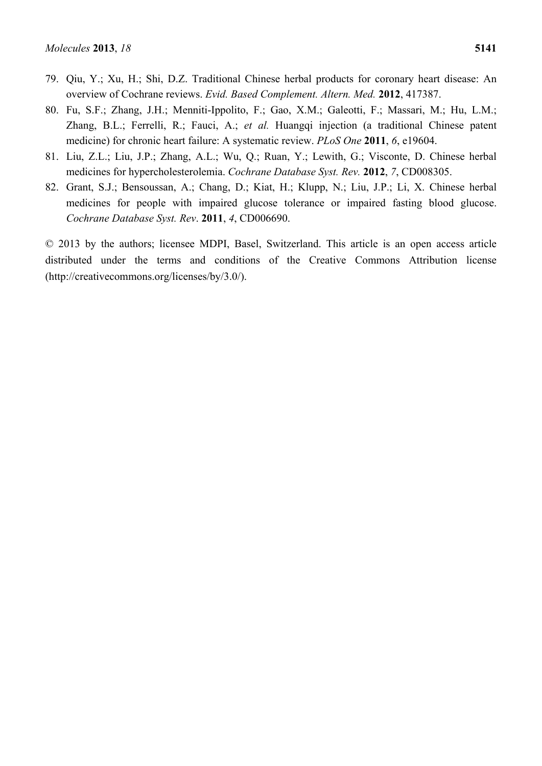79. Qiu, Y.; Xu, H.; Shi, D.Z. Traditional Chinese herbal products for coronary heart disease: An overview of Cochrane reviews. *Evid. Based Complement. Altern. Med.* **2012**, 417387.
80. Fu, S.F.; Zhang, J.H.; Menniti-Ippolito, F.; Gao, X.M.; Galeotti, F.; Massari, M.; Hu, L.M.; Zhang, B.L.; Ferrelli, R.; Fauci, A.; *et al.* Huangqi injection (a traditional Chinese patent medicine) for chronic heart failure: A systematic review. *PLoS One* **2011**, *6*, e19604.
81. Liu, Z.L.; Liu, J.P.; Zhang, A.L.; Wu, Q.; Ruan, Y.; Lewith, G.; Visconte, D. Chinese herbal medicines for hypercholesterolemia. *Cochrane Database Syst. Rev.* **2012**, *7*, CD008305.
82. Grant, S.J.; Bensoussan, A.; Chang, D.; Kiat, H.; Klupp, N.; Liu, J.P.; Li, X. Chinese herbal medicines for people with impaired glucose tolerance or impaired fasting blood glucose. *Cochrane Database Syst. Rev*. **2011**, *4*, CD006690.

© 2013 by the authors; licensee MDPI, Basel, Switzerland. This article is an open access article distributed under the terms and conditions of the Creative Commons Attribution license (http://creativecommons.org/licenses/by/3.0/).